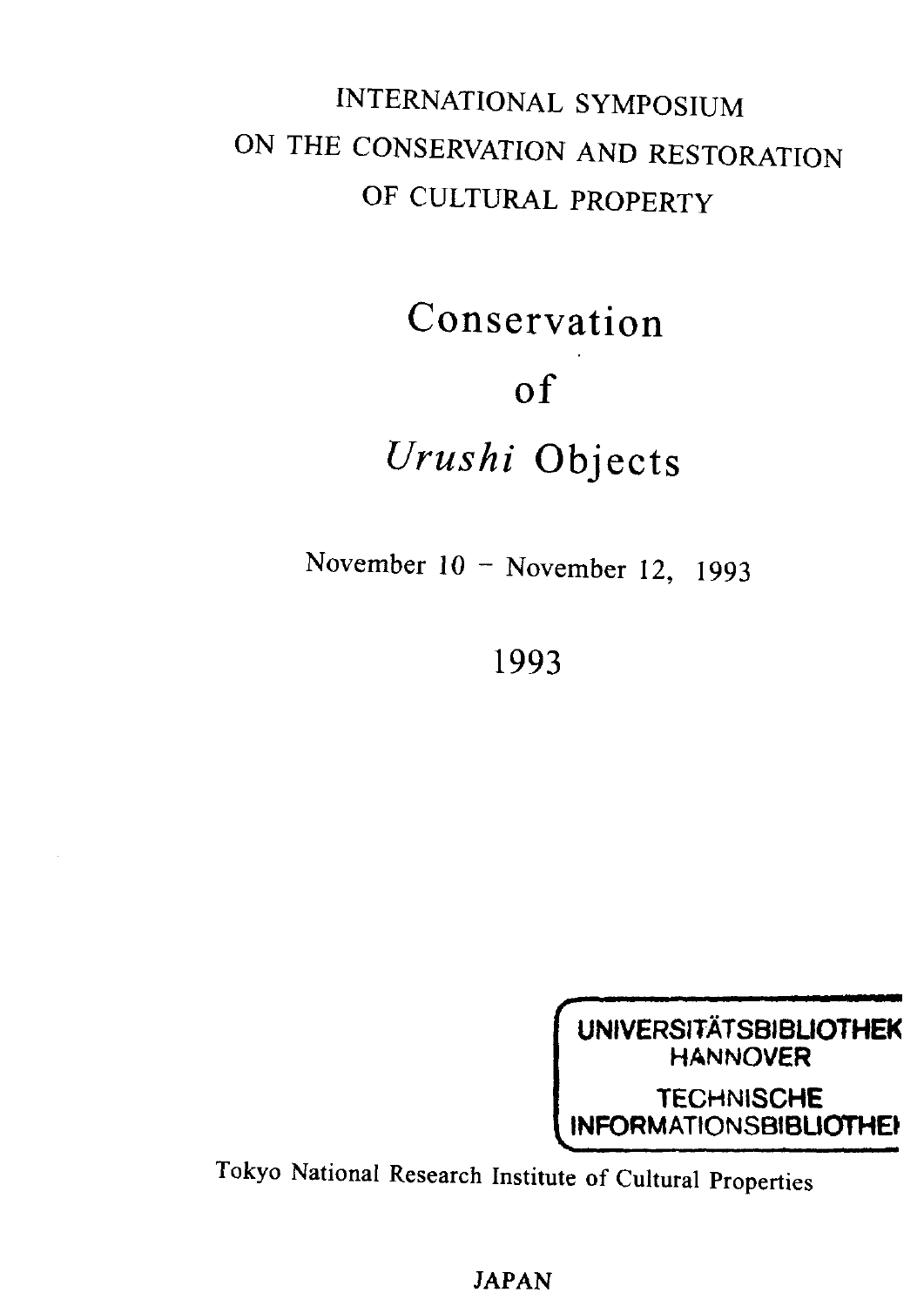INTERNATIONAL SYMPOSIUM
ON THE CONSERVATION AND RESTORATION
OF CULTURAL PROPERTY

# Conservation of *Urushi* Objects

November 10 – November 12, 1993

1993

UNIVERSITÄTSBIBLIOTHEK
HANNOVER
TECHNISCHE
INFORMATIONSBIBLIOTHEK

Tokyo National Research Institute of Cultural Properties

JAPAN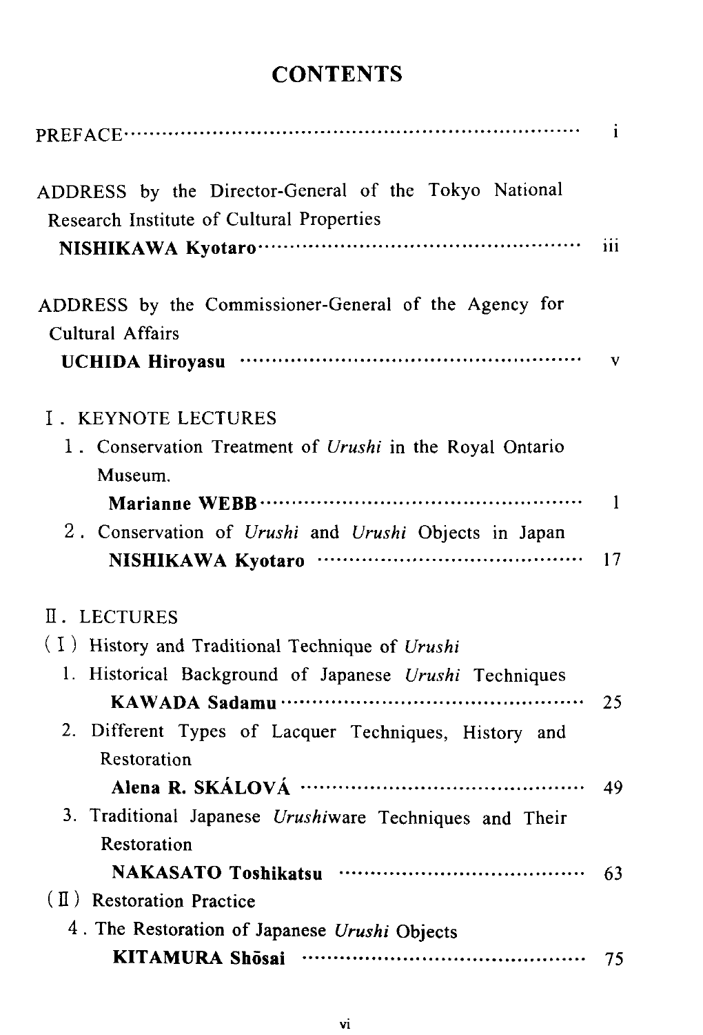# CONTENTS

PREFACE ········································································ i

ADDRESS by the Director-General of the Tokyo National Research Institute of Cultural Properties
**NISHIKAWA Kyotaro** ········································ iii

ADDRESS by the Commissioner-General of the Agency for Cultural Affairs
**UCHIDA Hiroyasu** ········································ v

Ⅰ. KEYNOTE LECTURES

1. Conservation Treatment of *Urushi* in the Royal Ontario Museum.
   **Marianne WEBB** ········································ 1
2. Conservation of *Urushi* and *Urushi* Objects in Japan
   **NISHIKAWA Kyotaro** ········································ 17

Ⅱ. LECTURES

(Ⅰ) History and Traditional Technique of *Urushi*

1. Historical Background of Japanese *Urushi* Techniques
   **KAWADA Sadamu** ········································ 25
2. Different Types of Lacquer Techniques, History and Restoration
   **Alena R. SKÁLOVÁ** ········································ 49
3. Traditional Japanese *Urushi*ware Techniques and Their Restoration
   **NAKASATO Toshikatsu** ········································ 63

(Ⅱ) Restoration Practice

4. The Restoration of Japanese *Urushi* Objects
   **KITAMURA Shōsai** ········································ 75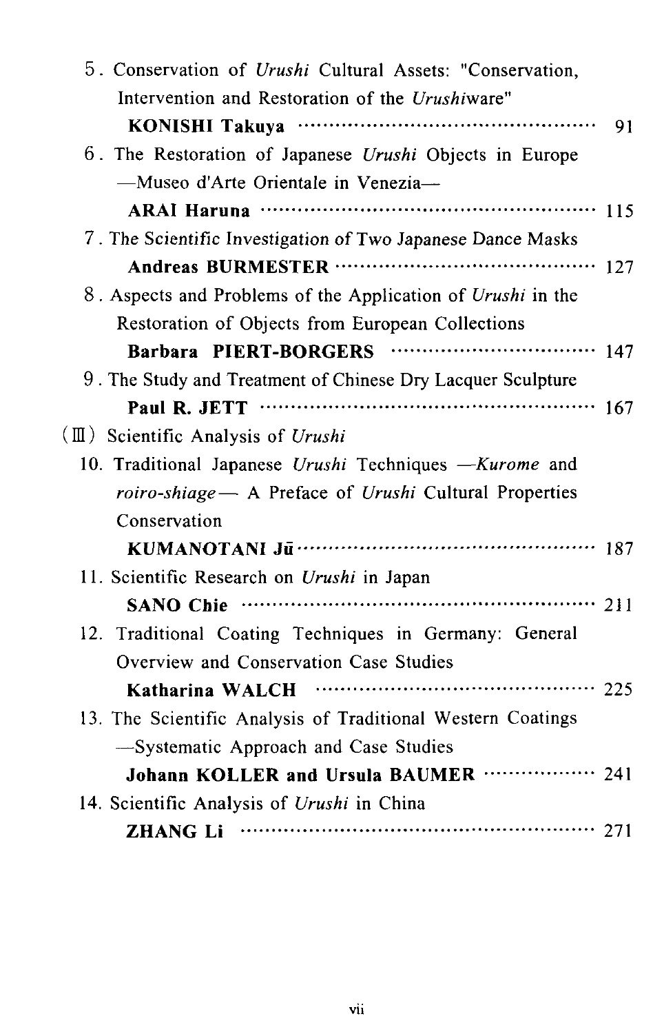5. Conservation of *Urushi* Cultural Assets: "Conservation, Intervention and Restoration of the *Urushi*ware"
   **KONISHI Takuya** ········································ 91

6. The Restoration of Japanese *Urushi* Objects in Europe —Museo d'Arte Orientale in Venezia—
   **ARAI Haruna** ········································ 115

7. The Scientific Investigation of Two Japanese Dance Masks
   **Andreas BURMESTER** ········································ 127

8. Aspects and Problems of the Application of *Urushi* in the Restoration of Objects from European Collections
   **Barbara PIERT-BORGERS** ········································ 147

9. The Study and Treatment of Chinese Dry Lacquer Sculpture
   **Paul R. JETT** ········································ 167

(Ⅲ) Scientific Analysis of *Urushi*

10. Traditional Japanese *Urushi* Techniques —*Kurome* and *roiro-shiage*— A Preface of *Urushi* Cultural Properties Conservation
    **KUMANOTANI Jū** ········································ 187

11. Scientific Research on *Urushi* in Japan
    **SANO Chie** ········································ 211

12. Traditional Coating Techniques in Germany: General Overview and Conservation Case Studies
    **Katharina WALCH** ········································ 225

13. The Scientific Analysis of Traditional Western Coatings —Systematic Approach and Case Studies
    **Johann KOLLER and Ursula BAUMER** ········································ 241

14. Scientific Analysis of *Urushi* in China
    **ZHANG Li** ········································ 271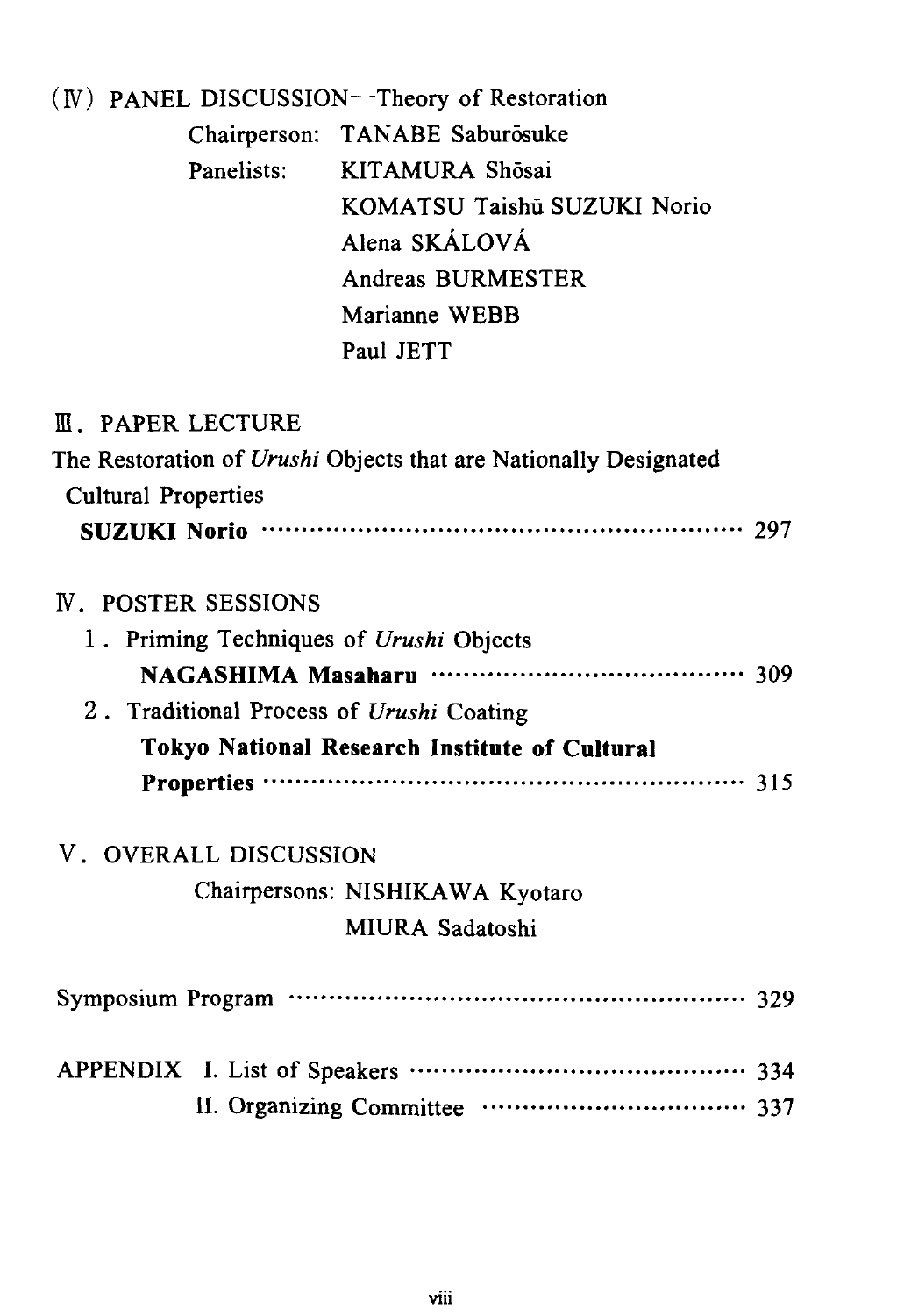(Ⅳ) PANEL DISCUSSION—Theory of Restoration

Chairperson: TANABE Saburōsuke

Panelists: KITAMURA Shōsai
KOMATSU Taishū SUZUKI Norio
Alena SKÁLOVÁ
Andreas BURMESTER
Marianne WEBB
Paul JETT

## Ⅲ. PAPER LECTURE

The Restoration of *Urushi* Objects that are Nationally Designated Cultural Properties
**SUZUKI Norio** ······························································ 297

## Ⅳ. POSTER SESSIONS

1. Priming Techniques of *Urushi* Objects
   **NAGASHIMA Masaharu** ········································ 309
2. Traditional Process of *Urushi* Coating
   **Tokyo National Research Institute of Cultural Properties** ···························································· 315

## Ⅴ. OVERALL DISCUSSION

Chairpersons: NISHIKAWA Kyotaro
MIURA Sadatoshi

Symposium Program ························································ 329

APPENDIX I. List of Speakers ············································ 334
II. Organizing Committee ·································· 337